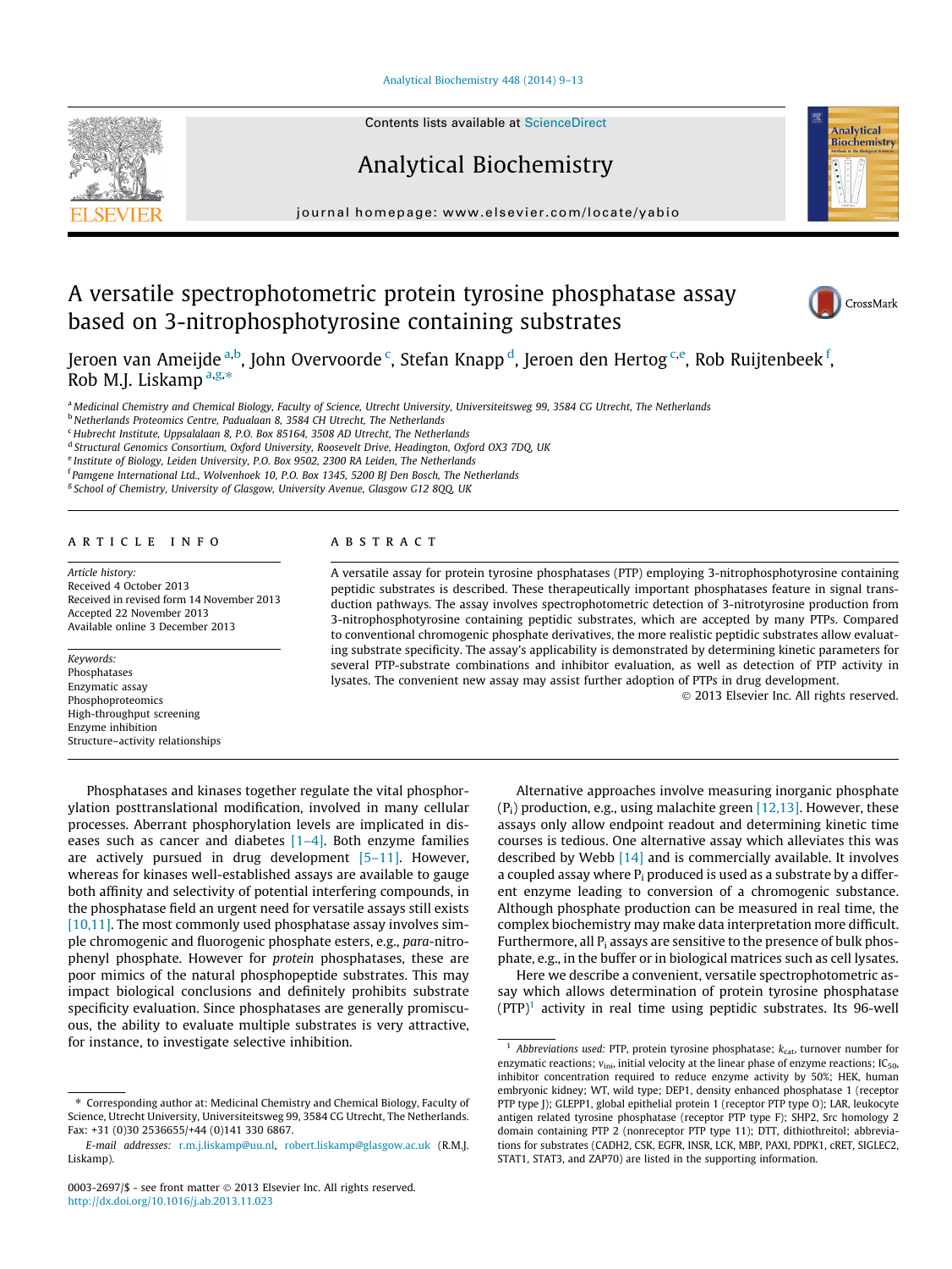# A versatile spectrophotometric protein tyrosine phosphatase assay based on 3-nitrophosphotyrosine containing substrates

Jeroen van Ameijde [a,b], John Overvoorde [c], Stefan Knapp [d], Jeroen den Hertog [c,e], Rob Ruijtenbeek [f], Rob M.J. Liskamp [a,g,*]

[a] Medicinal Chemistry and Chemical Biology, Faculty of Science, Utrecht University, Universiteitsweg 99, 3584 CG Utrecht, The Netherlands
[b] Netherlands Proteomics Centre, Padualaan 8, 3584 CH Utrecht, The Netherlands
[c] Hubrecht Institute, Uppsalalaan 8, P.O. Box 85164, 3508 AD Utrecht, The Netherlands
[d] Structural Genomics Consortium, Oxford University, Roosevelt Drive, Headington, Oxford OX3 7DQ, UK
[e] Institute of Biology, Leiden University, P.O. Box 9502, 2300 RA Leiden, The Netherlands
[f] Pamgene International Ltd., Wolvenhoek 10, P.O. Box 1345, 5200 BJ Den Bosch, The Netherlands
[g] School of Chemistry, University of Glasgow, University Avenue, Glasgow G12 8QQ, UK

## ARTICLE INFO

*Article history:*
Received 4 October 2013
Received in revised form 14 November 2013
Accepted 22 November 2013
Available online 3 December 2013

*Keywords:*
Phosphatases
Enzymatic assay
Phosphoproteomics
High-throughput screening
Enzyme inhibition
Structure–activity relationships

## ABSTRACT

A versatile assay for protein tyrosine phosphatases (PTP) employing 3-nitrophosphotyrosine containing peptidic substrates is described. These therapeutically important phosphatases feature in signal transduction pathways. The assay involves spectrophotometric detection of 3-nitrotyrosine production from 3-nitrophosphotyrosine containing peptidic substrates, which are accepted by many PTPs. Compared to conventional chromogenic phosphate derivatives, the more realistic peptidic substrates allow evaluating substrate specificity. The assay's applicability is demonstrated by determining kinetic parameters for several PTP-substrate combinations and inhibitor evaluation, as well as detection of PTP activity in lysates. The convenient new assay may assist further adoption of PTPs in drug development.

© 2013 Elsevier Inc. All rights reserved.

Phosphatases and kinases together regulate the vital phosphorylation posttranslational modification, involved in many cellular processes. Aberrant phosphorylation levels are implicated in diseases such as cancer and diabetes [1–4]. Both enzyme families are actively pursued in drug development [5–11]. However, whereas for kinases well-established assays are available to gauge both affinity and selectivity of potential interfering compounds, in the phosphatase field an urgent need for versatile assays still exists [10,11]. The most commonly used phosphatase assay involves simple chromogenic and fluorogenic phosphate esters, e.g., *para*-nitrophenyl phosphate. However for *protein* phosphatases, these are poor mimics of the natural phosphopeptide substrates. This may impact biological conclusions and definitely prohibits substrate specificity evaluation. Since phosphatases are generally promiscuous, the ability to evaluate multiple substrates is very attractive, for instance, to investigate selective inhibition.

Alternative approaches involve measuring inorganic phosphate ($P_i$) production, e.g., using malachite green [12,13]. However, these assays only allow endpoint readout and determining kinetic time courses is tedious. One alternative assay which alleviates this was described by Webb [14] and is commercially available. It involves a coupled assay where $P_i$ produced is used as a substrate by a different enzyme leading to conversion of a chromogenic substance. Although phosphate production can be measured in real time, the complex biochemistry may make data interpretation more difficult. Furthermore, all $P_i$ assays are sensitive to the presence of bulk phosphate, e.g., in the buffer or in biological matrices such as cell lysates.

Here we describe a convenient, versatile spectrophotometric assay which allows determination of protein tyrosine phosphatase (PTP)[1] activity in real time using peptidic substrates. Its 96-well

---

* Corresponding author at: Medicinal Chemistry and Chemical Biology, Faculty of Science, Utrecht University, Universiteitsweg 99, 3584 CG Utrecht, The Netherlands. Fax: +31 (0)30 2536655/+44 (0)141 330 6867.

*E-mail addresses:* r.m.j.liskamp@uu.nl, robert.liskamp@glasgow.ac.uk (R.M.J. Liskamp).

[1] *Abbreviations used:* PTP, protein tyrosine phosphatase; $k_{cat}$, turnover number for enzymatic reactions; $v_{ini}$, initial velocity at the linear phase of enzyme reactions; $IC_{50}$, inhibitor concentration required to reduce enzyme activity by 50%; HEK, human embryonic kidney; WT, wild type; DEP1, density enhanced phosphatase 1 (receptor PTP type J); GLEPP1, global epithelial protein 1 (receptor PTP type O); LAR, leukocyte antigen related tyrosine phosphatase (receptor PTP type F); SHP2, Src homology 2 domain containing PTP 2 (nonreceptor PTP type 11); DTT, dithiothreitol; abbreviations for substrates (CADH2, CSK, EGFR, INSR, LCK, MBP, PAXI, PDPK1, cRET, SIGLEC2, STAT1, STAT3, and ZAP70) are listed in the supporting information.

0003-2697/$ - see front matter © 2013 Elsevier Inc. All rights reserved.
http://dx.doi.org/10.1016/j.ab.2013.11.023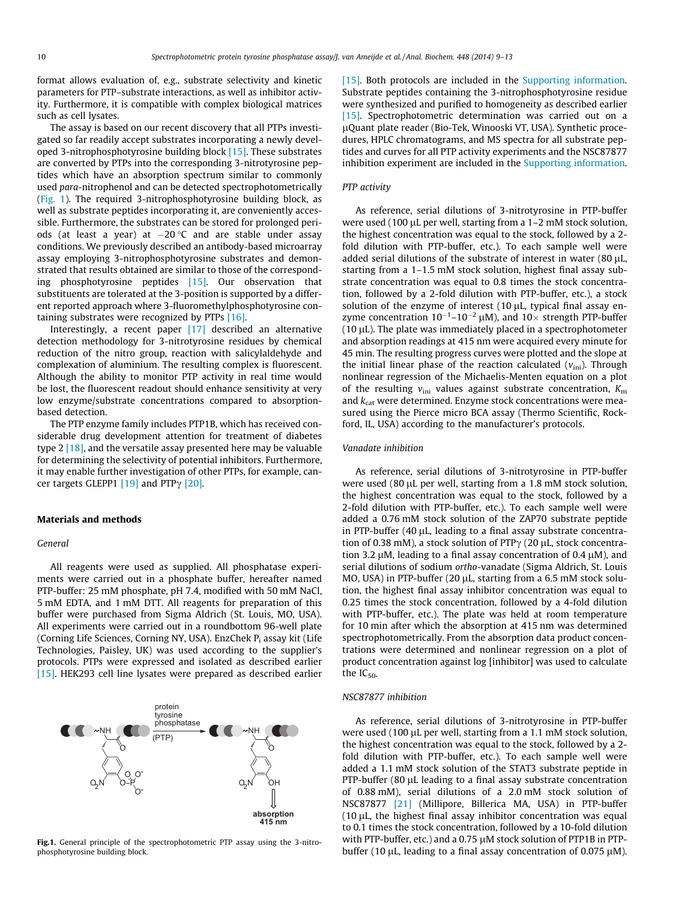format allows evaluation of, e.g., substrate selectivity and kinetic parameters for PTP–substrate interactions, as well as inhibitor activity. Furthermore, it is compatible with complex biological matrices such as cell lysates.

The assay is based on our recent discovery that all PTPs investigated so far readily accept substrates incorporating a newly developed 3-nitrophosphotyrosine building block [15]. These substrates are converted by PTPs into the corresponding 3-nitrotyrosine peptides which have an absorption spectrum similar to commonly used *para*-nitrophenol and can be detected spectrophotometrically (Fig. 1). The required 3-nitrophosphotyrosine building block, as well as substrate peptides incorporating it, are conveniently accessible. Furthermore, the substrates can be stored for prolonged periods (at least a year) at −20 °C and are stable under assay conditions. We previously described an antibody-based microarray assay employing 3-nitrophosphotyrosine substrates and demonstrated that results obtained are similar to those of the corresponding phosphotyrosine peptides [15]. Our observation that substituents are tolerated at the 3-position is supported by a different reported approach where 3-fluoromethylphosphotyrosine containing substrates were recognized by PTPs [16].

Interestingly, a recent paper [17] described an alternative detection methodology for 3-nitrotyrosine residues by chemical reduction of the nitro group, reaction with salicylaldehyde and complexation of aluminium. The resulting complex is fluorescent. Although the ability to monitor PTP activity in real time would be lost, the fluorescent readout should enhance sensitivity at very low enzyme/substrate concentrations compared to absorption-based detection.

The PTP enzyme family includes PTP1B, which has received considerable drug development attention for treatment of diabetes type 2 [18], and the versatile assay presented here may be valuable for determining the selectivity of potential inhibitors. Furthermore, it may enable further investigation of other PTPs, for example, cancer targets GLEPP1 [19] and PTPγ [20].

## Materials and methods

### General

All reagents were used as supplied. All phosphatase experiments were carried out in a phosphate buffer, hereafter named PTP-buffer: 25 mM phosphate, pH 7.4, modified with 50 mM NaCl, 5 mM EDTA, and 1 mM DTT. All reagents for preparation of this buffer were purchased from Sigma Aldrich (St. Louis, MO, USA). All experiments were carried out in a roundbottom 96-well plate (Corning Life Sciences, Corning NY, USA). EnzChek $P_i$ assay kit (Life Technologies, Paisley, UK) was used according to the supplier's protocols. PTPs were expressed and isolated as described earlier [15]. HEK293 cell line lysates were prepared as described earlier [15]. Both protocols are included in the Supporting information. Substrate peptides containing the 3-nitrophosphotyrosine residue were synthesized and purified to homogeneity as described earlier [15]. Spectrophotometric determination was carried out on a μQuant plate reader (Bio-Tek, Winooski VT, USA). Synthetic procedures, HPLC chromatograms, and MS spectra for all substrate peptides and curves for all PTP activity experiments and the NSC87877 inhibition experiment are included in the Supporting information.

Fig.1. General principle of the spectrophotometric PTP assay using the 3-nitrophosphotyrosine building block.

### PTP activity

As reference, serial dilutions of 3-nitrotyrosine in PTP-buffer were used (100 μL per well, starting from a 1–2 mM stock solution, the highest concentration was equal to the stock, followed by a 2-fold dilution with PTP-buffer, etc.). To each sample well were added serial dilutions of the substrate of interest in water (80 μL, starting from a 1–1.5 mM stock solution, highest final assay substrate concentration was equal to 0.8 times the stock concentration, followed by a 2-fold dilution with PTP-buffer, etc.), a stock solution of the enzyme of interest (10 μL, typical final assay enzyme concentration $10^{-1}$–$10^{-2}$ μM), and 10× strength PTP-buffer (10 μL). The plate was immediately placed in a spectrophotometer and absorption readings at 415 nm were acquired every minute for 45 min. The resulting progress curves were plotted and the slope at the initial linear phase of the reaction calculated ($v_{ini}$). Through nonlinear regression of the Michaelis-Menten equation on a plot of the resulting $v_{ini}$ values against substrate concentration, $K_m$ and $k_{cat}$ were determined. Enzyme stock concentrations were measured using the Pierce micro BCA assay (Thermo Scientific, Rockford, IL, USA) according to the manufacturer's protocols.

### Vanadate inhibition

As reference, serial dilutions of 3-nitrotyrosine in PTP-buffer were used (80 μL per well, starting from a 1.8 mM stock solution, the highest concentration was equal to the stock, followed by a 2-fold dilution with PTP-buffer, etc.). To each sample well were added a 0.76 mM stock solution of the ZAP70 substrate peptide in PTP-buffer (40 μL, leading to a final assay substrate concentration of 0.38 mM), a stock solution of PTPγ (20 μL, stock concentration 3.2 μM, leading to a final assay concentration of 0.4 μM), and serial dilutions of sodium *ortho*-vanadate (Sigma Aldrich, St. Louis MO, USA) in PTP-buffer (20 μL, starting from a 6.5 mM stock solution, the highest final assay inhibitor concentration was equal to 0.25 times the stock concentration, followed by a 4-fold dilution with PTP-buffer, etc.). The plate was held at room temperature for 10 min after which the absorption at 415 nm was determined spectrophotometrically. From the absorption data product concentrations were determined and nonlinear regression on a plot of product concentration against log [inhibitor] was used to calculate the $IC_{50}$.

### NSC87877 inhibition

As reference, serial dilutions of 3-nitrotyrosine in PTP-buffer were used (100 μL per well, starting from a 1.1 mM stock solution, the highest concentration was equal to the stock, followed by a 2-fold dilution with PTP-buffer, etc.). To each sample well were added a 1.1 mM stock solution of the STAT3 substrate peptide in PTP-buffer (80 μL leading to a final assay substrate concentration of 0.88 mM), serial dilutions of a 2.0 mM stock solution of NSC87877 [21] (Millipore, Billerica MA, USA) in PTP-buffer (10 μL, the highest final assay inhibitor concentration was equal to 0.1 times the stock concentration, followed by a 10-fold dilution with PTP-buffer, etc.) and a 0.75 μM stock solution of PTP1B in PTP-buffer (10 μL, leading to a final assay concentration of 0.075 μM).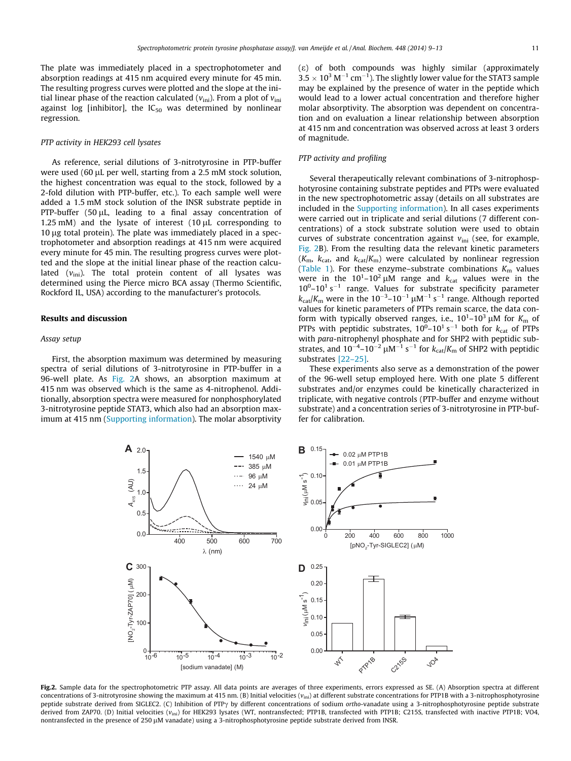The plate was immediately placed in a spectrophotometer and absorption readings at 415 nm acquired every minute for 45 min. The resulting progress curves were plotted and the slope at the initial linear phase of the reaction calculated ($v_{ini}$). From a plot of $v_{ini}$ against log [inhibitor], the $IC_{50}$ was determined by nonlinear regression.

### PTP activity in HEK293 cell lysates

As reference, serial dilutions of 3-nitrotyrosine in PTP-buffer were used (60 μL per well, starting from a 2.5 mM stock solution, the highest concentration was equal to the stock, followed by a 2-fold dilution with PTP-buffer, etc.). To each sample well were added a 1.5 mM stock solution of the INSR substrate peptide in PTP-buffer (50 μL, leading to a final assay concentration of 1.25 mM) and the lysate of interest (10 μL corresponding to 10 μg total protein). The plate was immediately placed in a spectrophotometer and absorption readings at 415 nm were acquired every minute for 45 min. The resulting progress curves were plotted and the slope at the initial linear phase of the reaction calculated ($v_{ini}$). The total protein content of all lysates was determined using the Pierce micro BCA assay (Thermo Scientific, Rockford IL, USA) according to the manufacturer's protocols.

## Results and discussion

### Assay setup

First, the absorption maximum was determined by measuring spectra of serial dilutions of 3-nitrotyrosine in PTP-buffer in a 96-well plate. As Fig. 2A shows, an absorption maximum at 415 nm was observed which is the same as 4-nitrophenol. Additionally, absorption spectra were measured for nonphosphorylated 3-nitrotyrosine peptide STAT3, which also had an absorption maximum at 415 nm (Supporting information). The molar absorptivity (ε) of both compounds was highly similar (approximately $3.5 \times 10^3$ $M^{-1}$ $cm^{-1}$). The slightly lower value for the STAT3 sample may be explained by the presence of water in the peptide which would lead to a lower actual concentration and therefore higher molar absorptivity. The absorption was dependent on concentration and on evaluation a linear relationship between absorption at 415 nm and concentration was observed across at least 3 orders of magnitude.

### PTP activity and profiling

Several therapeutically relevant combinations of 3-nitrophosphotyrosine containing substrate peptides and PTPs were evaluated in the new spectrophotometric assay (details on all substrates are included in the Supporting information). In all cases experiments were carried out in triplicate and serial dilutions (7 different concentrations) of a stock substrate solution were used to obtain curves of substrate concentration against $v_{ini}$ (see, for example, Fig. 2B). From the resulting data the relevant kinetic parameters ($K_m$, $k_{cat}$, and $k_{cat}/K_m$) were calculated by nonlinear regression (Table 1). For these enzyme–substrate combinations $K_m$ values were in the $10^1$–$10^2$ μM range and $k_{cat}$ values were in the $10^0$–$10^1$ $s^{-1}$ range. Values for substrate specificity parameter $k_{cat}/K_m$ were in the $10^{-3}$–$10^{-1}$ $\mu M^{-1}$ $s^{-1}$ range. Although reported values for kinetic parameters of PTPs remain scarce, the data conform with typically observed ranges, i.e., $10^1$–$10^3$ μM for $K_m$ of PTPs with peptidic substrates, $10^0$–$10^1$ $s^{-1}$ both for $k_{cat}$ of PTPs with *para*-nitrophenyl phosphate and for SHP2 with peptidic substrates, and $10^{-4}$–$10^{-2}$ $\mu M^{-1}$ $s^{-1}$ for $k_{cat}/K_m$ of SHP2 with peptidic substrates [22–25].

These experiments also serve as a demonstration of the power of the 96-well setup employed here. With one plate 5 different substrates and/or enzymes could be kinetically characterized in triplicate, with negative controls (PTP-buffer and enzyme without substrate) and a concentration series of 3-nitrotyrosine in PTP-buffer for calibration.

**Fig.2.** Sample data for the spectrophotometric PTP assay. All data points are averages of three experiments, errors expressed as SE. (A) Absorption spectra at different concentrations of 3-nitrotyrosine showing the maximum at 415 nm. (B) Initial velocities ($v_{ini}$) at different substrate concentrations for PTP1B with a 3-nitrophosphotyrosine peptide substrate derived from SIGLEC2. (C) Inhibition of PTPγ by different concentrations of sodium *ortho*-vanadate using a 3-nitrophosphotyrosine peptide substrate derived from ZAP70. (D) Initial velocities ($v_{ini}$) for HEK293 lysates (WT, nontransfected; PTP1B, transfected with PTP1B; C215S, transfected with inactive PTP1B; VO4, nontransfected in the presence of 250 μM vanadate) using a 3-nitrophosphotyrosine peptide substrate derived from INSR.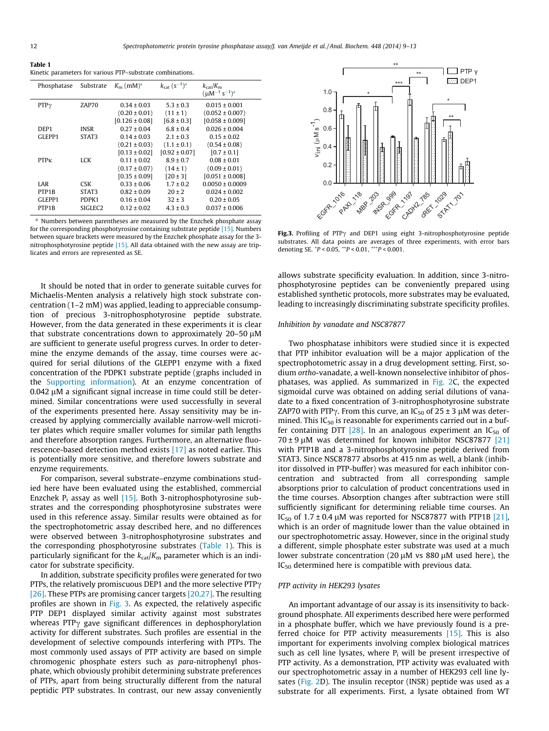**Table 1**
Kinetic parameters for various PTP–substrate combinations.

| Phosphatase | Substrate | $K_m$ (mM)[a] | $k_{cat}$ ($s^{-1}$)[a] | $k_{cat}/K_m$ ($\mu M^{-1} s^{-1}$)[a] |
|---|---|---|---|---|
| PTPγ | ZAP70 | 0.34 ± 0.03 | 5.3 ± 0.3 | 0.015 ± 0.001 |
| | | (0.20 ± 0.01) | (11 ± 1) | (0.052 ± 0.007) |
| | | [0.126 ± 0.08] | [6.8 ± 0.3] | [0.058 ± 0.009] |
| DEP1 | INSR | 0.27 ± 0.04 | 6.8 ± 0.4 | 0.026 ± 0.004 |
| GLEPP1 | STAT3 | 0.14 ± 0.03 | 2.1 ± 0.3 | 0.15 ± 0.02 |
| | | (0.21 ± 0.03) | (1.1 ± 0.1) | (0.54 ± 0.08) |
| | | [0.13 ± 0.02] | [0.92 ± 0.07] | [0.7 ± 0.1] |
| PTPκ | LCK | 0.11 ± 0.02 | 8.9 ± 0.7 | 0.08 ± 0.01 |
| | | (0.17 ± 0.07) | (14 ± 1) | (0.09 ± 0.01) |
| | | [0.35 ± 0.09] | [20 ± 3] | [0.051 ± 0.008] |
| LAR | CSK | 0.33 ± 0.06 | 1.7 ± 0.2 | 0.0050 ± 0.0009 |
| PTP1B | STAT3 | 0.82 ± 0.09 | 20 ± 2 | 0.024 ± 0.002 |
| GLEPP1 | PDPK1 | 0.16 ± 0.04 | 32 ± 3 | 0.20 ± 0.05 |
| PTP1B | SIGLEC2 | 0.12 ± 0.02 | 4.3 ± 0.3 | 0.037 ± 0.006 |

[a] Numbers between parentheses are measured by the Enzchek phosphate assay for the corresponding phosphotyrosine containing substrate peptide [15]. Numbers between square brackets were measured by the Enzchek phosphate assay for the 3-nitrophosphotyrosine peptide [15]. All data obtained with the new assay are triplicates and errors are represented as SE.

It should be noted that in order to generate suitable curves for Michaelis-Menten analysis a relatively high stock substrate concentration (1–2 mM) was applied, leading to appreciable consumption of precious 3-nitrophosphotyrosine peptide substrate. However, from the data generated in these experiments it is clear that substrate concentrations down to approximately 20–50 μM are sufficient to generate useful progress curves. In order to determine the enzyme demands of the assay, time courses were acquired for serial dilutions of the GLEPP1 enzyme with a fixed concentration of the PDPK1 substrate peptide (graphs included in the Supporting information). At an enzyme concentration of 0.042 μM a significant signal increase in time could still be determined. Similar concentrations were used successfully in several of the experiments presented here. Assay sensitivity may be increased by applying commercially available narrow-well microtiter plates which require smaller volumes for similar path lengths and therefore absorption ranges. Furthermore, an alternative fluorescence-based detection method exists [17] as noted earlier. This is potentially more sensitive, and therefore lowers substrate and enzyme requirements.

For comparison, several substrate–enzyme combinations studied here have been evaluated using the established, commercial Enzchek $P_i$ assay as well [15]. Both 3-nitrophosphotyrosine substrates and the corresponding phosphotyrosine substrates were used in this reference assay. Similar results were obtained as for the spectrophotometric assay described here, and no differences were observed between 3-nitrophosphotyrosine substrates and the corresponding phosphotyrosine substrates (Table 1). This is particularly significant for the $k_{cat}/K_m$ parameter which is an indicator for substrate specificity.

In addition, substrate specificity profiles were generated for two PTPs, the relatively promiscuous DEP1 and the more selective PTPγ [26]. These PTPs are promising cancer targets [20,27]. The resulting profiles are shown in Fig. 3. As expected, the relatively aspecific PTP DEP1 displayed similar activity against most substrates whereas PTPγ gave significant differences in dephosphorylation activity for different substrates. Such profiles are essential in the development of selective compounds interfering with PTPs. The most commonly used assays of PTP activity are based on simple chromogenic phosphate esters such as *para*-nitrophenyl phosphate, which obviously prohibit determining substrate preferences of PTPs, apart from being structurally different from the natural peptidic PTP substrates. In contrast, our new assay conveniently allows substrate specificity evaluation. In addition, since 3-nitrophosphotyrosine peptides can be conveniently prepared using established synthetic protocols, more substrates may be evaluated, leading to increasingly discriminating substrate specificity profiles.

**Fig.3.** Profiling of PTPγ and DEP1 using eight 3-nitrophosphotyrosine peptide substrates. All data points are averages of three experiments, with error bars denoting SE. $^{*}P < 0.05$, $^{**}P < 0.01$, $^{***}P < 0.001$.

### Inhibition by vanadate and NSC87877

Two phosphatase inhibitors were studied since it is expected that PTP inhibitor evaluation will be a major application of the spectrophotometric assay in a drug development setting. First, sodium *ortho*-vanadate, a well-known nonselective inhibitor of phosphatases, was applied. As summarized in Fig. 2C, the expected sigmoidal curve was obtained on adding serial dilutions of vanadate to a fixed concentration of 3-nitrophosphotyrosine substrate ZAP70 with PTPγ. From this curve, an $IC_{50}$ of 25 ± 3 μM was determined. This $IC_{50}$ is reasonable for experiments carried out in a buffer containing DTT [28]. In an analogous experiment an $IC_{50}$ of 70 ± 9 μM was determined for known inhibitor NSC87877 [21] with PTP1B and a 3-nitrophosphotyrosine peptide derived from STAT3. Since NSC87877 absorbs at 415 nm as well, a blank (inhibitor dissolved in PTP-buffer) was measured for each inhibitor concentration and subtracted from all corresponding sample absorptions prior to calculation of product concentrations used in the time courses. Absorption changes after subtraction were still sufficiently significant for determining reliable time courses. An $IC_{50}$ of 1.7 ± 0.4 μM was reported for NSC87877 with PTP1B [21], which is an order of magnitude lower than the value obtained in our spectrophotometric assay. However, since in the original study a different, simple phosphate ester substrate was used at a much lower substrate concentration (20 μM vs 880 μM used here), the $IC_{50}$ determined here is compatible with previous data.

### PTP activity in HEK293 lysates

An important advantage of our assay is its insensitivity to background phosphate. All experiments described here were performed in a phosphate buffer, which we have previously found is a preferred choice for PTP activity measurements [15]. This is also important for experiments involving complex biological matrices such as cell line lysates, where $P_i$ will be present irrespective of PTP activity. As a demonstration, PTP activity was evaluated with our spectrophotometric assay in a number of HEK293 cell line lysates (Fig. 2D). The insulin receptor (INSR) peptide was used as a substrate for all experiments. First, a lysate obtained from WT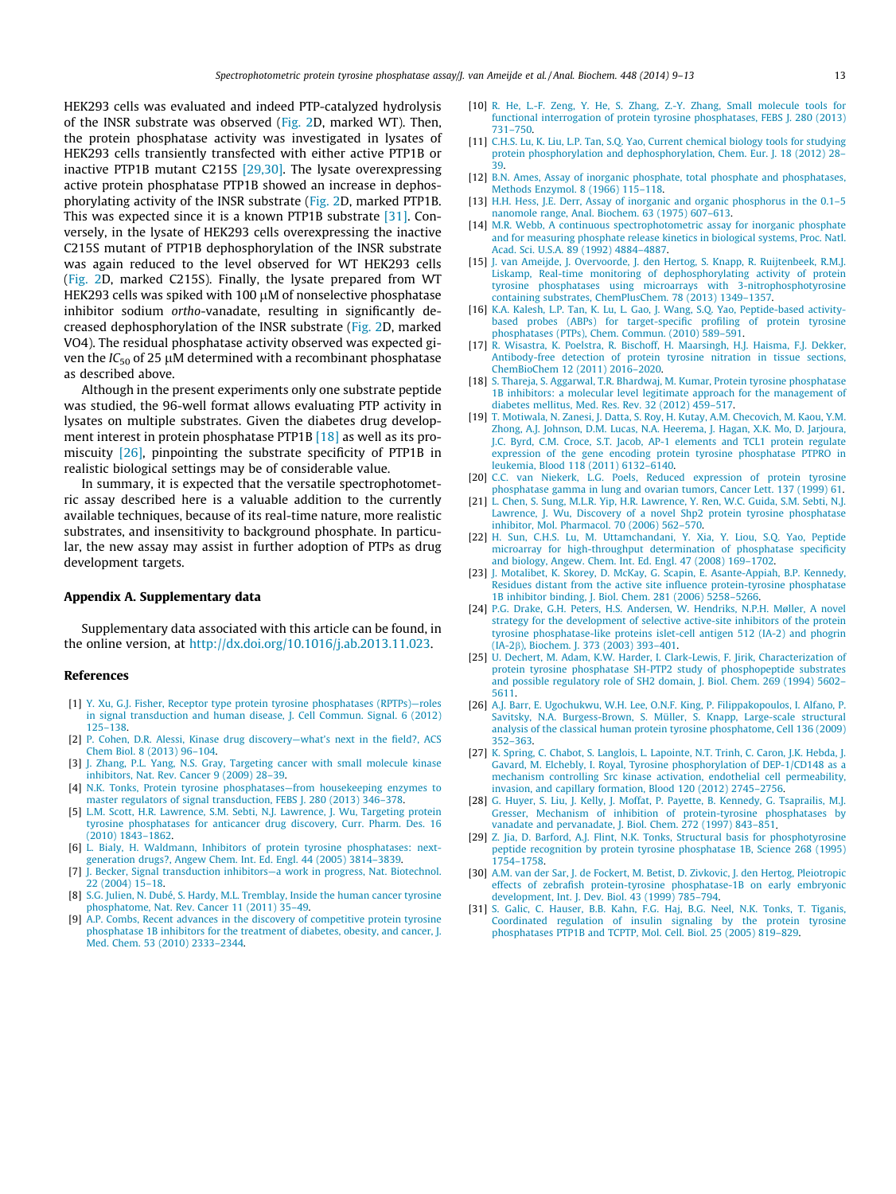HEK293 cells was evaluated and indeed PTP-catalyzed hydrolysis of the INSR substrate was observed (Fig. 2D, marked WT). Then, the protein phosphatase activity was investigated in lysates of HEK293 cells transiently transfected with either active PTP1B or inactive PTP1B mutant C215S [29,30]. The lysate overexpressing active protein phosphatase PTP1B showed an increase in dephosphorylating activity of the INSR substrate (Fig. 2D, marked PTP1B. This was expected since it is a known PTP1B substrate [31]. Conversely, in the lysate of HEK293 cells overexpressing the inactive C215S mutant of PTP1B dephosphorylation of the INSR substrate was again reduced to the level observed for WT HEK293 cells (Fig. 2D, marked C215S). Finally, the lysate prepared from WT HEK293 cells was spiked with 100 μM of nonselective phosphatase inhibitor sodium *ortho*-vanadate, resulting in significantly decreased dephosphorylation of the INSR substrate (Fig. 2D, marked VO4). The residual phosphatase activity observed was expected given the $IC_{50}$ of 25 μM determined with a recombinant phosphatase as described above.

Although in the present experiments only one substrate peptide was studied, the 96-well format allows evaluating PTP activity in lysates on multiple substrates. Given the diabetes drug development interest in protein phosphatase PTP1B [18] as well as its promiscuity [26], pinpointing the substrate specificity of PTP1B in realistic biological settings may be of considerable value.

In summary, it is expected that the versatile spectrophotometric assay described here is a valuable addition to the currently available techniques, because of its real-time nature, more realistic substrates, and insensitivity to background phosphate. In particular, the new assay may assist in further adoption of PTPs as drug development targets.

## Appendix A. Supplementary data

Supplementary data associated with this article can be found, in the online version, at http://dx.doi.org/10.1016/j.ab.2013.11.023.

## References

[1] Y. Xu, G.J. Fisher, Receptor type protein tyrosine phosphatases (RPTPs)—roles in signal transduction and human disease, J. Cell Commun. Signal. 6 (2012) 125–138.

[2] P. Cohen, D.R. Alessi, Kinase drug discovery—what's next in the field?, ACS Chem Biol. 8 (2013) 96–104.

[3] J. Zhang, P.L. Yang, N.S. Gray, Targeting cancer with small molecule kinase inhibitors, Nat. Rev. Cancer 9 (2009) 28–39.

[4] N.K. Tonks, Protein tyrosine phosphatases—from housekeeping enzymes to master regulators of signal transduction, FEBS J. 280 (2013) 346–378.

[5] L.M. Scott, H.R. Lawrence, S.M. Sebti, N.J. Lawrence, J. Wu, Targeting protein tyrosine phosphatases for anticancer drug discovery, Curr. Pharm. Des. 16 (2010) 1843–1862.

[6] L. Bialy, H. Waldmann, Inhibitors of protein tyrosine phosphatases: next-generation drugs?, Angew Chem. Int. Ed. Engl. 44 (2005) 3814–3839.

[7] J. Becker, Signal transduction inhibitors—a work in progress, Nat. Biotechnol. 22 (2004) 15–18.

[8] S.G. Julien, N. Dubé, S. Hardy, M.L. Tremblay, Inside the human cancer tyrosine phosphatome, Nat. Rev. Cancer 11 (2011) 35–49.

[9] A.P. Combs, Recent advances in the discovery of competitive protein tyrosine phosphatase 1B inhibitors for the treatment of diabetes, obesity, and cancer, J. Med. Chem. 53 (2010) 2333–2344.

[10] R. He, L.-F. Zeng, Y. He, S. Zhang, Z.-Y. Zhang, Small molecule tools for functional interrogation of protein tyrosine phosphatases, FEBS J. 280 (2013) 731–750.

[11] C.H.S. Lu, K. Liu, L.P. Tan, S.Q. Yao, Current chemical biology tools for studying protein phosphorylation and dephosphorylation, Chem. Eur. J. 18 (2012) 28–39.

[12] B.N. Ames, Assay of inorganic phosphate, total phosphate and phosphatases, Methods Enzymol. 8 (1966) 115–118.

[13] H.H. Hess, J.E. Derr, Assay of inorganic and organic phosphorus in the 0.1–5 nanomole range, Anal. Biochem. 63 (1975) 607–613.

[14] M.R. Webb, A continuous spectrophotometric assay for inorganic phosphate and for measuring phosphate release kinetics in biological systems, Proc. Natl. Acad. Sci. U.S.A. 89 (1992) 4884–4887.

[15] J. van Ameijde, J. Overvoorde, J. den Hertog, S. Knapp, R. Ruijtenbeek, R.M.J. Liskamp, Real-time monitoring of dephosphorylating activity of protein tyrosine phosphatases using microarrays with 3-nitrophosphotyrosine containing substrates, ChemPlusChem. 78 (2013) 1349–1357.

[16] K.A. Kalesh, L.P. Tan, K. Lu, L. Gao, J. Wang, S.Q. Yao, Peptide-based activity-based probes (ABPs) for target-specific profiling of protein tyrosine phosphatases (PTPs), Chem. Commun. (2010) 589–591.

[17] R. Wisastra, K. Poelstra, R. Bischoff, H. Maarsingh, H.J. Haisma, F.J. Dekker, Antibody-free detection of protein tyrosine nitration in tissue sections, ChemBioChem 12 (2011) 2016–2020.

[18] S. Thareja, S. Aggarwal, T.R. Bhardwaj, M. Kumar, Protein tyrosine phosphatase 1B inhibitors: a molecular level legitimate approach for the management of diabetes mellitus, Med. Res. Rev. 32 (2012) 459–517.

[19] T. Motiwala, N. Zanesi, J. Datta, S. Roy, H. Kutay, A.M. Checovich, M. Kaou, Y.M. Zhong, A.J. Johnson, D.M. Lucas, N.A. Heerema, J. Hagan, X.K. Mo, D. Jarjoura, J.C. Byrd, C.M. Croce, S.T. Jacob, AP-1 elements and TCL1 protein regulate expression of the gene encoding protein tyrosine phosphatase PTPRO in leukemia, Blood 118 (2011) 6132–6140.

[20] C.C. van Niekerk, L.G. Poels, Reduced expression of protein tyrosine phosphatase gamma in lung and ovarian tumors, Cancer Lett. 137 (1999) 61.

[21] L. Chen, S. Sung, M.L.R. Yip, H.R. Lawrence, Y. Ren, W.C. Guida, S.M. Sebti, N.J. Lawrence, J. Wu, Discovery of a novel Shp2 protein tyrosine phosphatase inhibitor, Mol. Pharmacol. 70 (2006) 562–570.

[22] H. Sun, C.H.S. Lu, M. Uttamchandani, Y. Xia, Y. Liou, S.Q. Yao, Peptide microarray for high-throughput determination of phosphatase specificity and biology, Angew. Chem. Int. Ed. Engl. 47 (2008) 169–1702.

[23] J. Motalibet, K. Skorey, D. McKay, G. Scapin, E. Asante-Appiah, B.P. Kennedy, Residues distant from the active site influence protein-tyrosine phosphatase 1B inhibitor binding, J. Biol. Chem. 281 (2006) 5258–5266.

[24] P.G. Drake, G.H. Peters, H.S. Andersen, W. Hendriks, N.P.H. Møller, A novel strategy for the development of selective active-site inhibitors of the protein tyrosine phosphatase-like proteins islet-cell antigen 512 (IA-2) and phogrin (IA-2β), Biochem. J. 373 (2003) 393–401.

[25] U. Dechert, M. Adam, K.W. Harder, I. Clark-Lewis, F. Jirik, Characterization of protein tyrosine phosphatase SH-PTP2 study of phosphopeptide substrates and possible regulatory role of SH2 domain, J. Biol. Chem. 269 (1994) 5602–5611.

[26] A.J. Barr, E. Ugochukwu, W.H. Lee, O.N.F. King, P. Filippakopoulos, I. Alfano, P. Savitsky, N.A. Burgess-Brown, S. Müller, S. Knapp, Large-scale structural analysis of the classical human protein tyrosine phosphatome, Cell 136 (2009) 352–363.

[27] K. Spring, C. Chabot, S. Langlois, L. Lapointe, N.T. Trinh, C. Caron, J.K. Hebda, J. Gavard, M. Elchebly, I. Royal, Tyrosine phosphorylation of DEP-1/CD148 as a mechanism controlling Src kinase activation, endothelial cell permeability, invasion, and capillary formation, Blood 120 (2012) 2745–2756.

[28] G. Huyer, S. Liu, J. Kelly, J. Moffat, P. Payette, B. Kennedy, G. Tsaprailis, M.J. Gresser, Mechanism of inhibition of protein-tyrosine phosphatases by vanadate and pervanadate, J. Biol. Chem. 272 (1997) 843–851.

[29] Z. Jia, D. Barford, A.J. Flint, N.K. Tonks, Structural basis for phosphotyrosine peptide recognition by protein tyrosine phosphatase 1B, Science 268 (1995) 1754–1758.

[30] A.M. van der Sar, J. de Fockert, M. Betist, D. Zivkovic, J. den Hertog, Pleiotropic effects of zebrafish protein-tyrosine phosphatase-1B on early embryonic development, Int. J. Dev. Biol. 43 (1999) 785–794.

[31] S. Galic, C. Hauser, B.B. Kahn, F.G. Haj, B.G. Neel, N.K. Tonks, T. Tiganis, Coordinated regulation of insulin signaling by the protein tyrosine phosphatases PTP1B and TCPTP, Mol. Cell. Biol. 25 (2005) 819–829.